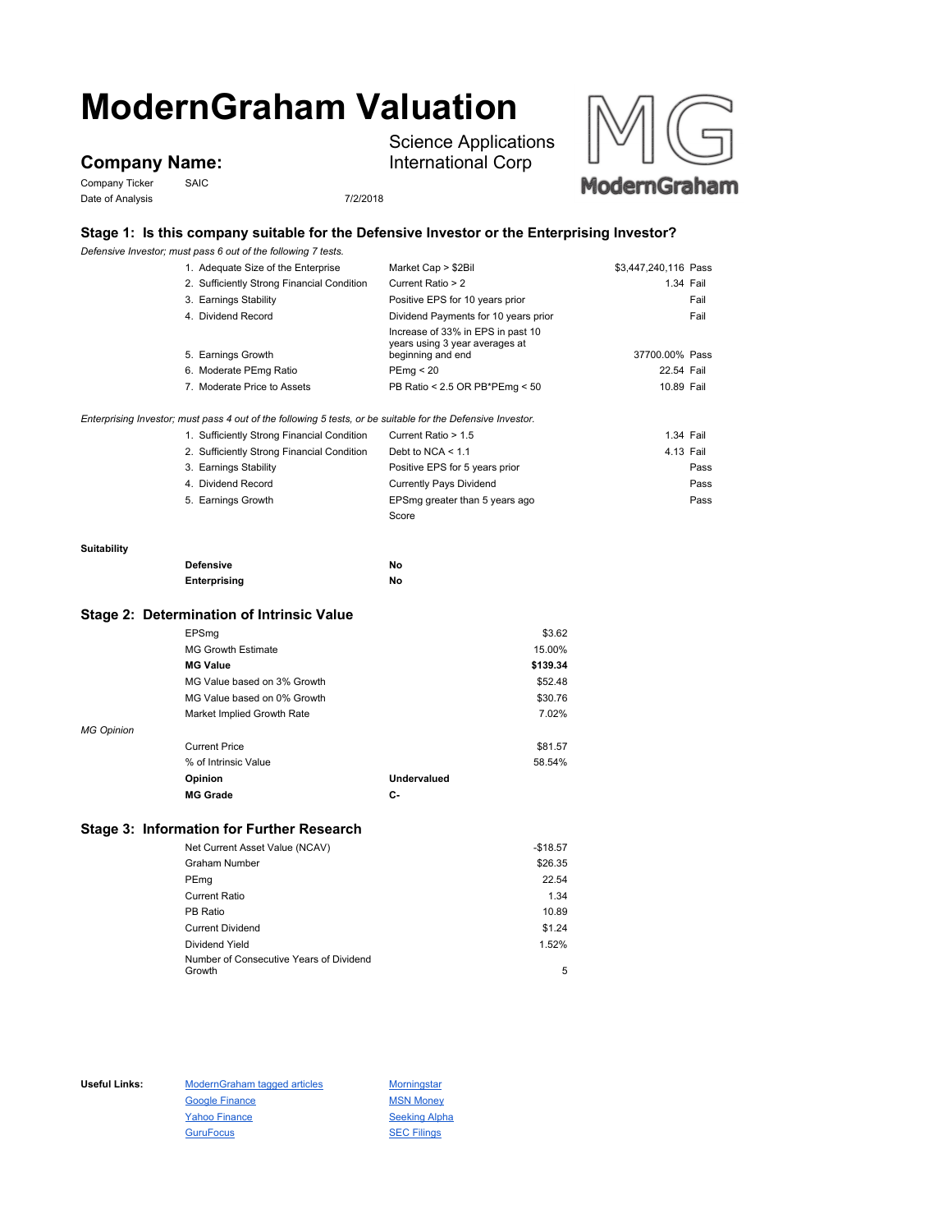# ModernGraham Valuation

## Company Name:

Science Applications International Corp

Company Ticker SAIC

Date of Analysis 7/2/2018

### Stage 1: Is this company suitable for the Defensive Investor or the Enterprising Investor?

*Defensive Investor; must pass 6 out of the following 7 tests.*

| Test | Criterion | Value | Result |
|---|---|---|---|
| 1. Adequate Size of the Enterprise | Market Cap > $2Bil | $3,447,240,116 | Pass |
| 2. Sufficiently Strong Financial Condition | Current Ratio > 2 | 1.34 | Fail |
| 3. Earnings Stability | Positive EPS for 10 years prior | | Fail |
| 4. Dividend Record | Dividend Payments for 10 years prior | | Fail |
| 5. Earnings Growth | Increase of 33% in EPS in past 10 years using 3 year averages at beginning and end | 37700.00% | Pass |
| 6. Moderate PEmg Ratio | PEmg < 20 | 22.54 | Fail |
| 7. Moderate Price to Assets | PB Ratio < 2.5 OR PB*PEmg < 50 | 10.89 | Fail |

*Enterprising Investor; must pass 4 out of the following 5 tests, or be suitable for the Defensive Investor.*

| Test | Criterion | Value | Result |
|---|---|---|---|
| 1. Sufficiently Strong Financial Condition | Current Ratio > 1.5 | 1.34 | Fail |
| 2. Sufficiently Strong Financial Condition | Debt to NCA < 1.1 | 4.13 | Fail |
| 3. Earnings Stability | Positive EPS for 5 years prior | | Pass |
| 4. Dividend Record | Currently Pays Dividend | | Pass |
| 5. Earnings Growth | EPSmg greater than 5 years ago | | Pass |
| | Score | | |

**Suitability**

| | |
|---|---|
| **Defensive** | **No** |
| **Enterprising** | **No** |

### Stage 2: Determination of Intrinsic Value

| | |
|---|---|
| EPSmg | $3.62 |
| MG Growth Estimate | 15.00% |
| **MG Value** | **$139.34** |
| MG Value based on 3% Growth | $52.48 |
| MG Value based on 0% Growth | $30.76 |
| Market Implied Growth Rate | 7.02% |

*MG Opinion*

| | |
|---|---|
| Current Price | $81.57 |
| % of Intrinsic Value | 58.54% |
| **Opinion** | **Undervalued** |
| **MG Grade** | **C-** |

### Stage 3: Information for Further Research

| | |
|---|---|
| Net Current Asset Value (NCAV) | -$18.57 |
| Graham Number | $26.35 |
| PEmg | 22.54 |
| Current Ratio | 1.34 |
| PB Ratio | 10.89 |
| Current Dividend | $1.24 |
| Dividend Yield | 1.52% |
| Number of Consecutive Years of Dividend Growth | 5 |

**Useful Links:**

- ModernGraham tagged articles
- Google Finance
- Yahoo Finance
- GuruFocus
- Morningstar
- MSN Money
- Seeking Alpha
- SEC Filings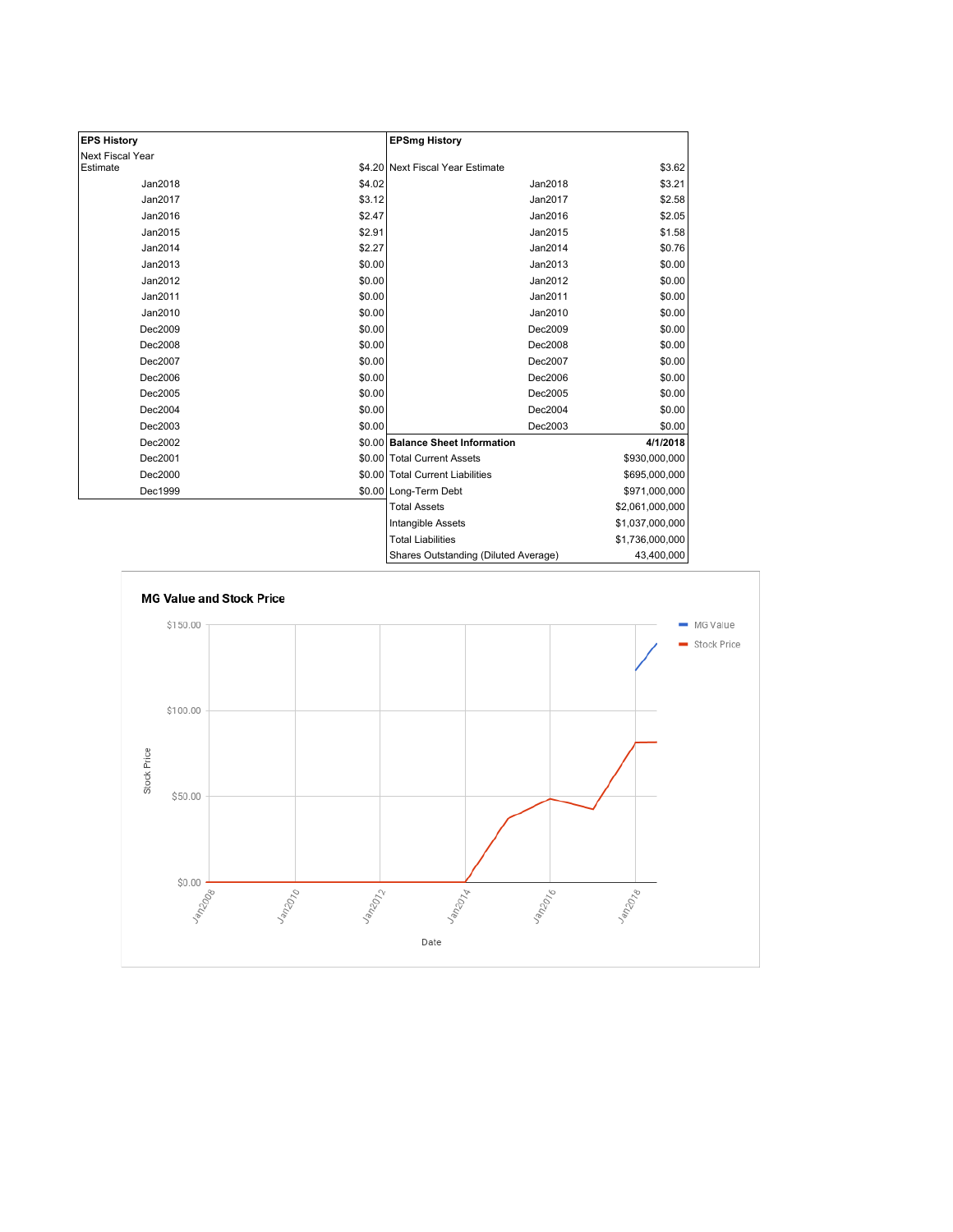| EPS History | | EPSmg History | |
|---|---|---|---|
| Next Fiscal Year Estimate | $4.20 | Next Fiscal Year Estimate | $3.62 |
| Jan2018 | $4.02 | Jan2018 | $3.21 |
| Jan2017 | $3.12 | Jan2017 | $2.58 |
| Jan2016 | $2.47 | Jan2016 | $2.05 |
| Jan2015 | $2.91 | Jan2015 | $1.58 |
| Jan2014 | $2.27 | Jan2014 | $0.76 |
| Jan2013 | $0.00 | Jan2013 | $0.00 |
| Jan2012 | $0.00 | Jan2012 | $0.00 |
| Jan2011 | $0.00 | Jan2011 | $0.00 |
| Jan2010 | $0.00 | Jan2010 | $0.00 |
| Dec2009 | $0.00 | Dec2009 | $0.00 |
| Dec2008 | $0.00 | Dec2008 | $0.00 |
| Dec2007 | $0.00 | Dec2007 | $0.00 |
| Dec2006 | $0.00 | Dec2006 | $0.00 |
| Dec2005 | $0.00 | Dec2005 | $0.00 |
| Dec2004 | $0.00 | Dec2004 | $0.00 |
| Dec2003 | $0.00 | Dec2003 | $0.00 |
| Dec2002 | $0.00 | **Balance Sheet Information** | **4/1/2018** |
| Dec2001 | $0.00 | Total Current Assets | $930,000,000 |
| Dec2000 | $0.00 | Total Current Liabilities | $695,000,000 |
| Dec1999 | $0.00 | Long-Term Debt | $971,000,000 |
| | | Total Assets | $2,061,000,000 |
| | | Intangible Assets | $1,037,000,000 |
| | | Total Liabilities | $1,736,000,000 |
| | | Shares Outstanding (Diluted Average) | 43,400,000 |

**MG Value and Stock Price**

MG Value | Stock Price

Stock Price: $150.00, $100.00, $50.00, $0.00

Date: Jan2008, Jan2010, Jan2012, Jan2014, Jan2016, Jan2018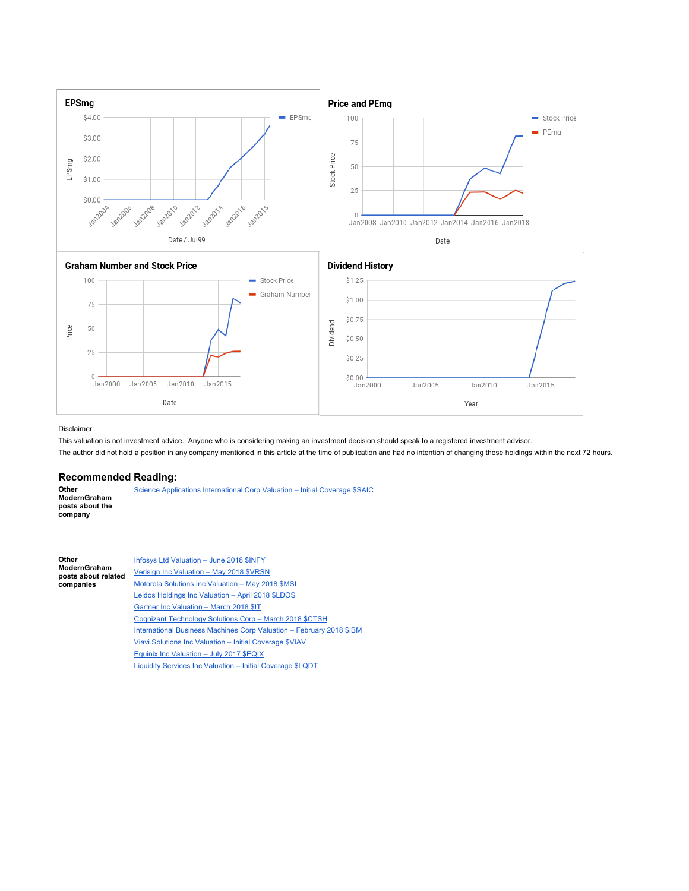## EPSmg

$4.00
$3.00
$2.00
$1.00
$0.00

EPSmg

Jan2004 Jan2006 Jan2008 Jan2010 Jan2012 Jan2014 Jan2016 Jan2018

Date / Jul99

EPSmg

## Price and PEmg

100
75
50
25
0

Stock Price

Jan2008 Jan2010 Jan2012 Jan2014 Jan2016 Jan2018

Date

Stock Price
PEmg

## Graham Number and Stock Price

100
75
50
25
0

Price

Jan2000 Jan2005 Jan2010 Jan2015

Date

Stock Price
Graham Number

## Dividend History

$1.25
$1.00
$0.75
$0.50
$0.25
$0.00

Dividend

Jan2000 Jan2005 Jan2010 Jan2015

Year

Disclaimer:

This valuation is not investment advice. Anyone who is considering making an investment decision should speak to a registered investment advisor.

The author did not hold a position in any company mentioned in this article at the time of publication and had no intention of changing those holdings within the next 72 hours.

## Recommended Reading:

**Other ModernGraham posts about the company**

[Science Applications International Corp Valuation – Initial Coverage $SAIC]

**Other ModernGraham posts about related companies**

[Infosys Ltd Valuation – June 2018 $INFY]
[Verisign Inc Valuation – May 2018 $VRSN]
[Motorola Solutions Inc Valuation – May 2018 $MSI]
[Leidos Holdings Inc Valuation – April 2018 $LDOS]
[Gartner Inc Valuation – March 2018 $IT]
[Cognizant Technology Solutions Corp – March 2018 $CTSH]
[International Business Machines Corp Valuation – February 2018 $IBM]
[Viavi Solutions Inc Valuation – Initial Coverage $VIAV]
[Equinix Inc Valuation – July 2017 $EQIX]
[Liquidity Services Inc Valuation – Initial Coverage $LQDT]